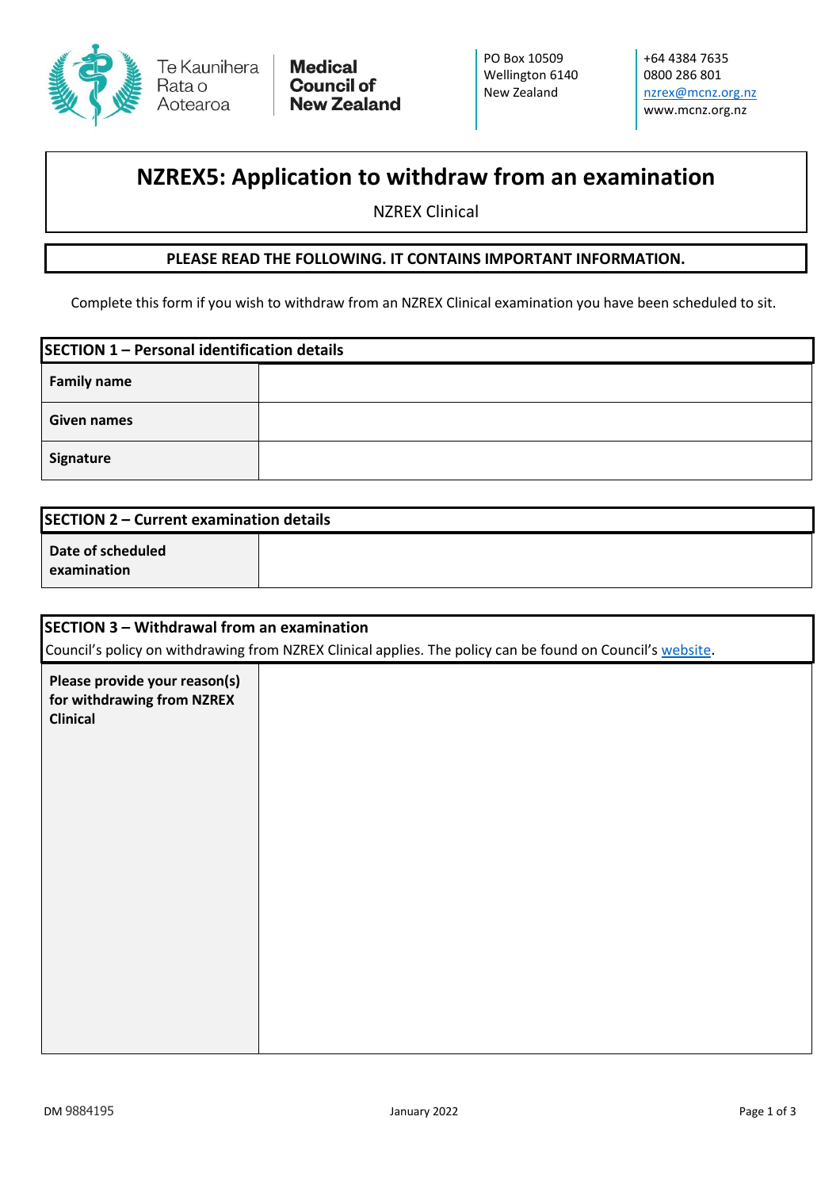Te Kaunihera Rata o Aotearoa **Medical Council of New Zealand**

PO Box 10509
Wellington 6140
New Zealand

+64 4384 7635
0800 286 801
nzrex@mcnz.org.nz
www.mcnz.org.nz

# NZREX5: Application to withdraw from an examination

NZREX Clinical

**PLEASE READ THE FOLLOWING. IT CONTAINS IMPORTANT INFORMATION.**

Complete this form if you wish to withdraw from an NZREX Clinical examination you have been scheduled to sit.

| SECTION 1 – Personal identification details | |
|---|---|
| **Family name** | |
| **Given names** | |
| **Signature** | |

| SECTION 2 – Current examination details | |
|---|---|
| **Date of scheduled examination** | |

**SECTION 3 – Withdrawal from an examination**

Council's policy on withdrawing from NZREX Clinical applies. The policy can be found on Council's website.

| **Please provide your reason(s) for withdrawing from NZREX Clinical** | |
|---|---|

DM 9884195 January 2022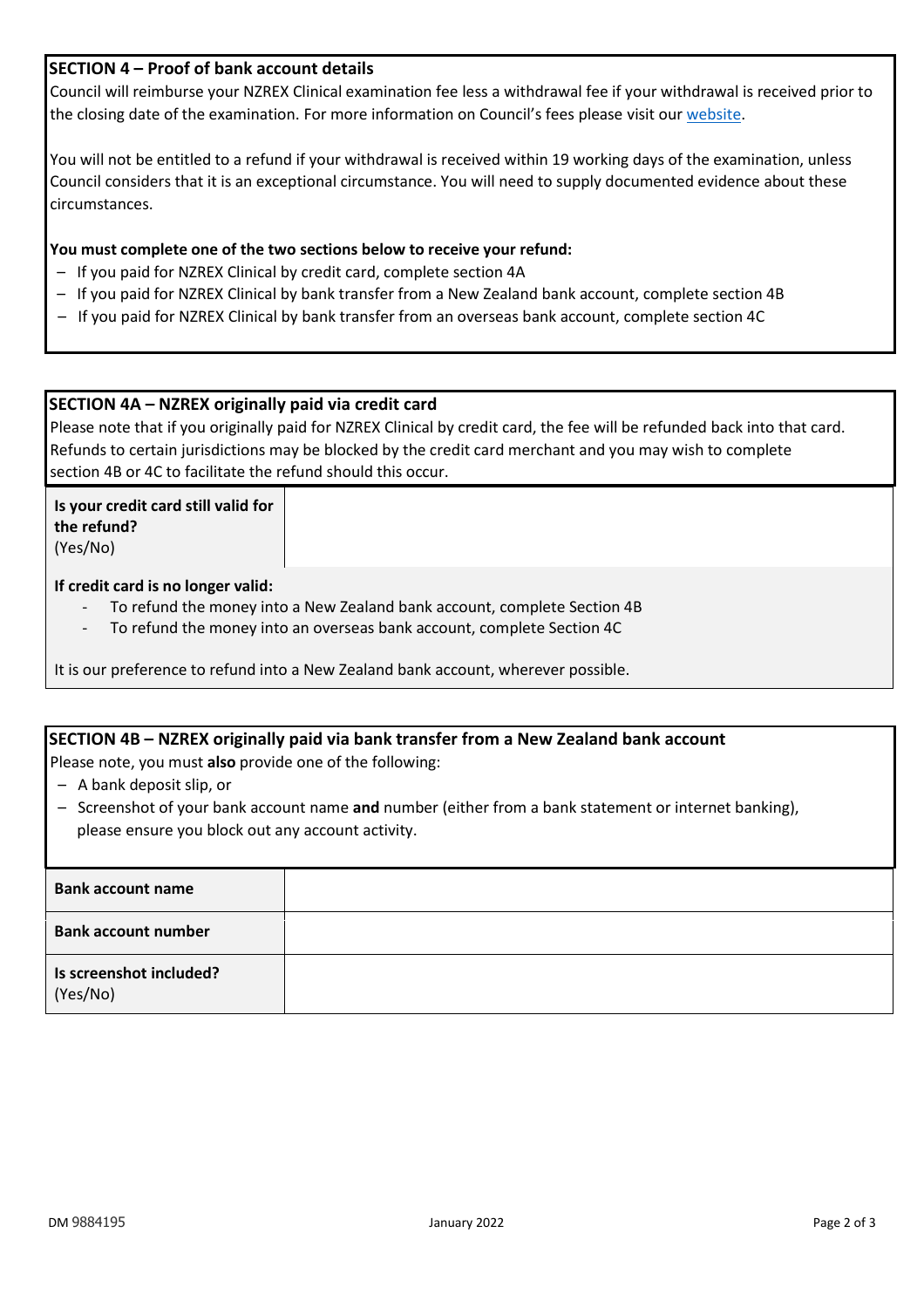## SECTION 4 – Proof of bank account details

Council will reimburse your NZREX Clinical examination fee less a withdrawal fee if your withdrawal is received prior to the closing date of the examination. For more information on Council's fees please visit our website.

You will not be entitled to a refund if your withdrawal is received within 19 working days of the examination, unless Council considers that it is an exceptional circumstance. You will need to supply documented evidence about these circumstances.

**You must complete one of the two sections below to receive your refund:**

- If you paid for NZREX Clinical by credit card, complete section 4A
- If you paid for NZREX Clinical by bank transfer from a New Zealand bank account, complete section 4B
- If you paid for NZREX Clinical by bank transfer from an overseas bank account, complete section 4C

## SECTION 4A – NZREX originally paid via credit card

Please note that if you originally paid for NZREX Clinical by credit card, the fee will be refunded back into that card. Refunds to certain jurisdictions may be blocked by the credit card merchant and you may wish to complete section 4B or 4C to facilitate the refund should this occur.

| | |
|---|---|
| **Is your credit card still valid for the refund?** (Yes/No) | |

**If credit card is no longer valid:**

- To refund the money into a New Zealand bank account, complete Section 4B
- To refund the money into an overseas bank account, complete Section 4C

It is our preference to refund into a New Zealand bank account, wherever possible.

## SECTION 4B – NZREX originally paid via bank transfer from a New Zealand bank account

Please note, you must **also** provide one of the following:

- A bank deposit slip, or
- Screenshot of your bank account name **and** number (either from a bank statement or internet banking), please ensure you block out any account activity.

| | |
|---|---|
| **Bank account name** | |
| **Bank account number** | |
| **Is screenshot included?** (Yes/No) | |

DM 9884195 January 2022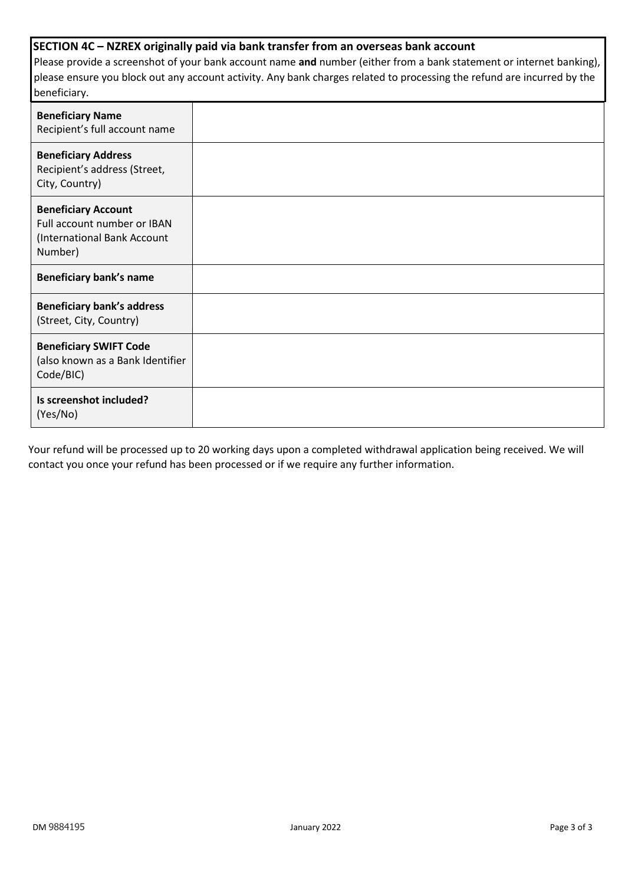## SECTION 4C – NZREX originally paid via bank transfer from an overseas bank account

Please provide a screenshot of your bank account name **and** number (either from a bank statement or internet banking), please ensure you block out any account activity. Any bank charges related to processing the refund are incurred by the beneficiary.

| | |
|---|---|
| **Beneficiary Name** Recipient's full account name | |
| **Beneficiary Address** Recipient's address (Street, City, Country) | |
| **Beneficiary Account** Full account number or IBAN (International Bank Account Number) | |
| **Beneficiary bank's name** | |
| **Beneficiary bank's address** (Street, City, Country) | |
| **Beneficiary SWIFT Code** (also known as a Bank Identifier Code/BIC) | |
| **Is screenshot included?** (Yes/No) | |

Your refund will be processed up to 20 working days upon a completed withdrawal application being received. We will contact you once your refund has been processed or if we require any further information.

DM 9884195 January 2022